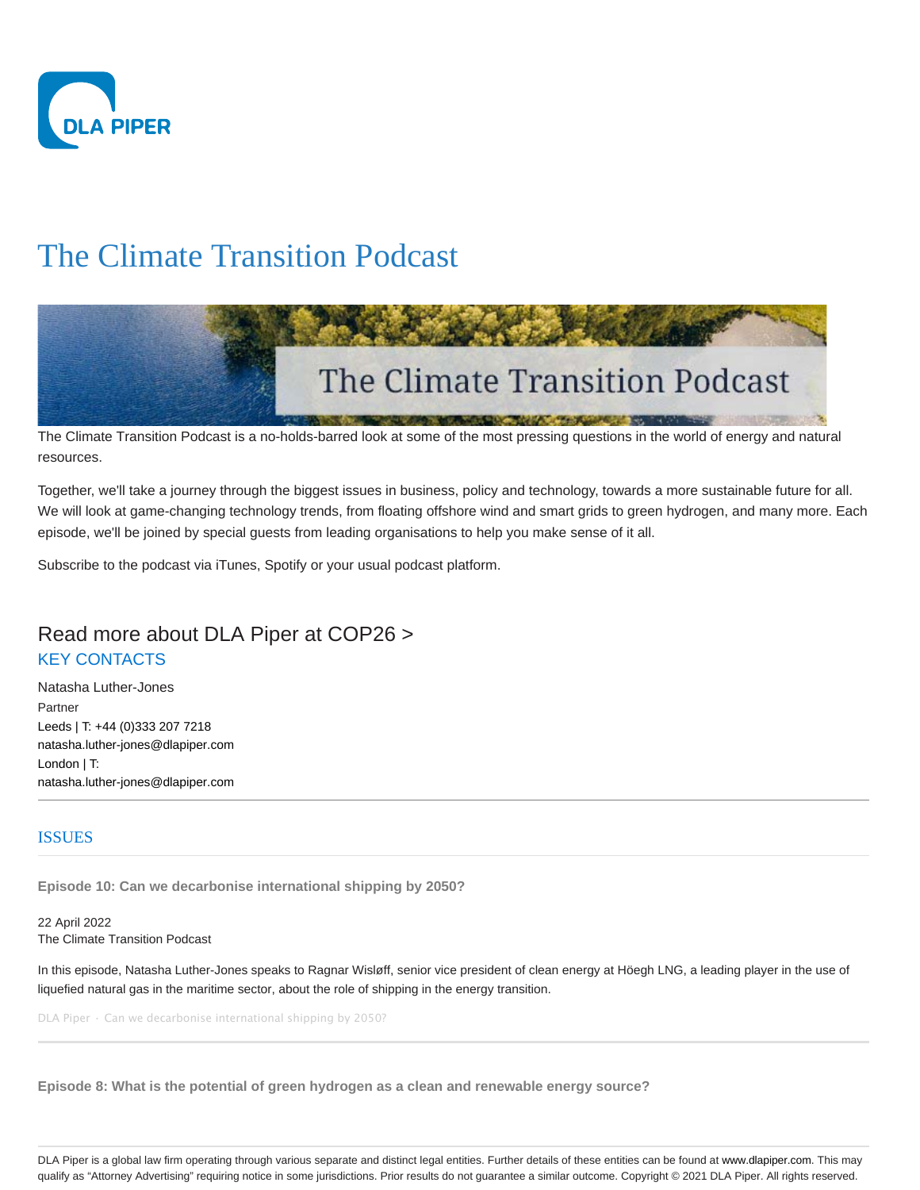# The Climate Transition Podcast

The Climate Transition Podcast is a no-holds-barred look at some of the most pressing questions in the world of energy and natural resources.

Together, we'll take a journey through the biggest issues in business, policy and technology, towards a more sustainable future for all. We will look at game-changing technology trends, from floating offshore wind and smart grids to green hydrogen, and many more. Each episode, we'll be joined by special guests from leading organisations to help you make sense of it all.

Subscribe to the podcast via iTunes, Spotify or your usual podcast platform.

## Read more about DLA Piper at COP26 >

### KEY CONTACTS

Natasha Luther-Jones
Partner
Leeds | T: +44 (0)333 207 7218
natasha.luther-jones@dlapiper.com
London | T:
natasha.luther-jones@dlapiper.com

---

## ISSUES

**Episode 10: Can we decarbonise international shipping by 2050?**

22 April 2022
The Climate Transition Podcast

In this episode, Natasha Luther-Jones speaks to Ragnar Wisløff, senior vice president of clean energy at Höegh LNG, a leading player in the use of liquefied natural gas in the maritime sector, about the role of shipping in the energy transition.

DLA Piper · Can we decarbonise international shipping by 2050?

---

**Episode 8: What is the potential of green hydrogen as a clean and renewable energy source?**

DLA Piper is a global law firm operating through various separate and distinct legal entities. Further details of these entities can be found at www.dlapiper.com. This may qualify as "Attorney Advertising" requiring notice in some jurisdictions. Prior results do not guarantee a similar outcome. Copyright © 2021 DLA Piper. All rights reserved.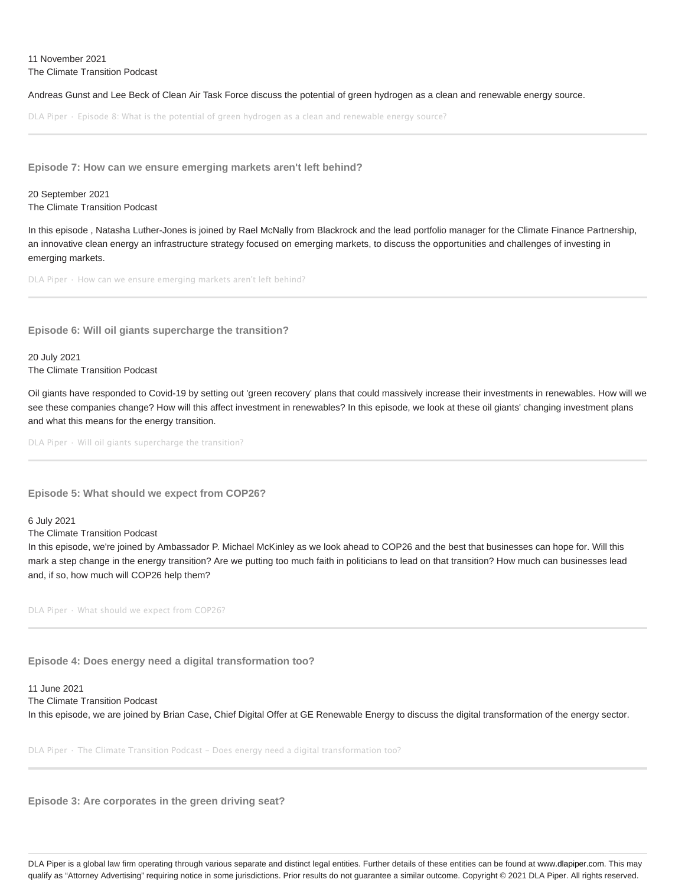11 November 2021
The Climate Transition Podcast

Andreas Gunst and Lee Beck of Clean Air Task Force discuss the potential of green hydrogen as a clean and renewable energy source.

DLA Piper · Episode 8: What is the potential of green hydrogen as a clean and renewable energy source?

---

### Episode 7: How can we ensure emerging markets aren't left behind?

20 September 2021
The Climate Transition Podcast

In this episode , Natasha Luther-Jones is joined by Rael McNally from Blackrock and the lead portfolio manager for the Climate Finance Partnership, an innovative clean energy an infrastructure strategy focused on emerging markets, to discuss the opportunities and challenges of investing in emerging markets.

DLA Piper · How can we ensure emerging markets aren't left behind?

---

### Episode 6: Will oil giants supercharge the transition?

20 July 2021
The Climate Transition Podcast

Oil giants have responded to Covid-19 by setting out 'green recovery' plans that could massively increase their investments in renewables. How will we see these companies change? How will this affect investment in renewables? In this episode, we look at these oil giants' changing investment plans and what this means for the energy transition.

DLA Piper · Will oil giants supercharge the transition?

---

### Episode 5: What should we expect from COP26?

6 July 2021
The Climate Transition Podcast
In this episode, we're joined by Ambassador P. Michael McKinley as we look ahead to COP26 and the best that businesses can hope for. Will this mark a step change in the energy transition? Are we putting too much faith in politicians to lead on that transition? How much can businesses lead and, if so, how much will COP26 help them?

DLA Piper · What should we expect from COP26?

---

### Episode 4: Does energy need a digital transformation too?

11 June 2021
The Climate Transition Podcast
In this episode, we are joined by Brian Case, Chief Digital Offer at GE Renewable Energy to discuss the digital transformation of the energy sector.

DLA Piper · The Climate Transition Podcast - Does energy need a digital transformation too?

---

### Episode 3: Are corporates in the green driving seat?

DLA Piper is a global law firm operating through various separate and distinct legal entities. Further details of these entities can be found at www.dlapiper.com. This may qualify as "Attorney Advertising" requiring notice in some jurisdictions. Prior results do not guarantee a similar outcome. Copyright © 2021 DLA Piper. All rights reserved.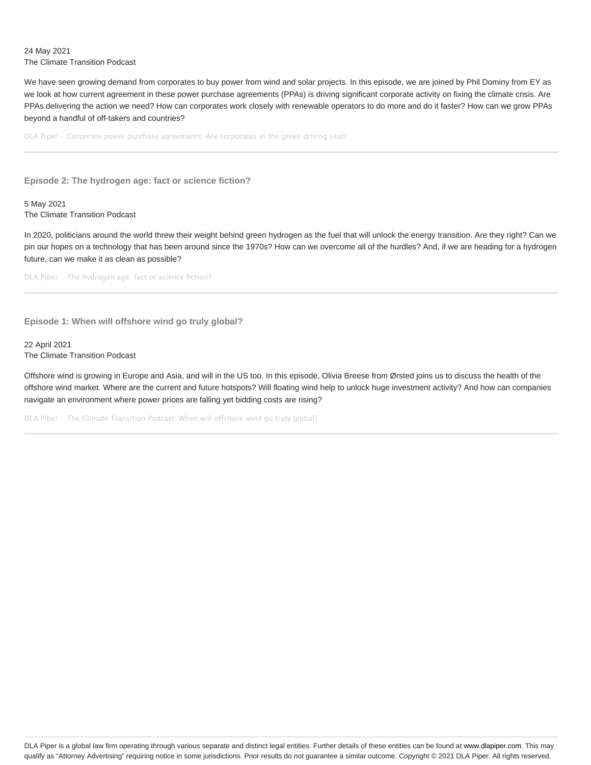24 May 2021
The Climate Transition Podcast

We have seen growing demand from corporates to buy power from wind and solar projects. In this episode, we are joined by Phil Dominy from EY as we look at how current agreement in these power purchase agreements (PPAs) is driving significant corporate activity on fixing the climate crisis. Are PPAs delivering the action we need? How can corporates work closely with renewable operators to do more and do it faster? How can we grow PPAs beyond a handful of off-takers and countries?

DLA Piper · Corporate power purchase agreements: Are corporates in the green driving seat?

---

### Episode 2: The hydrogen age: fact or science fiction?

5 May 2021
The Climate Transition Podcast

In 2020, politicians around the world threw their weight behind green hydrogen as the fuel that will unlock the energy transition. Are they right? Can we pin our hopes on a technology that has been around since the 1970s? How can we overcome all of the hurdles? And, if we are heading for a hydrogen future, can we make it as clean as possible?

DLA Piper · The hydrogen age: fact or science fiction?

---

### Episode 1: When will offshore wind go truly global?

22 April 2021
The Climate Transition Podcast

Offshore wind is growing in Europe and Asia, and will in the US too. In this episode, Olivia Breese from Ørsted joins us to discuss the health of the offshore wind market. Where are the current and future hotspots? Will floating wind help to unlock huge investment activity? And how can companies navigate an environment where power prices are falling yet bidding costs are rising?

DLA Piper · The Climate Transition Podcast: When will offshore wind go truly global?

---

DLA Piper is a global law firm operating through various separate and distinct legal entities. Further details of these entities can be found at www.dlapiper.com. This may qualify as "Attorney Advertising" requiring notice in some jurisdictions. Prior results do not guarantee a similar outcome. Copyright © 2021 DLA Piper. All rights reserved.